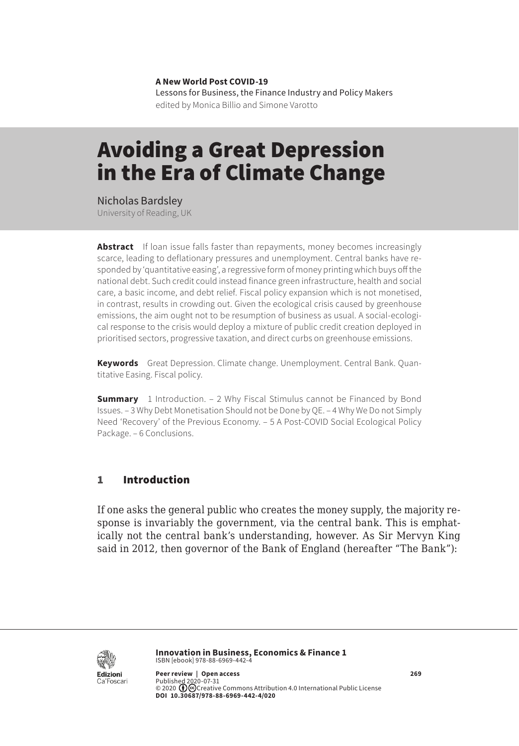**A New World Post COVID-19**
Lessons for Business, the Finance Industry and Policy Makers
edited by Monica Billio and Simone Varotto

# Avoiding a Great Depression in the Era of Climate Change

Nicholas Bardsley
University of Reading, UK

**Abstract** If loan issue falls faster than repayments, money becomes increasingly scarce, leading to deflationary pressures and unemployment. Central banks have responded by 'quantitative easing', a regressive form of money printing which buys off the national debt. Such credit could instead finance green infrastructure, health and social care, a basic income, and debt relief. Fiscal policy expansion which is not monetised, in contrast, results in crowding out. Given the ecological crisis caused by greenhouse emissions, the aim ought not to be resumption of business as usual. A social-ecological response to the crisis would deploy a mixture of public credit creation deployed in prioritised sectors, progressive taxation, and direct curbs on greenhouse emissions.

**Keywords** Great Depression. Climate change. Unemployment. Central Bank. Quantitative Easing. Fiscal policy.

**Summary** 1 Introduction. – 2 Why Fiscal Stimulus cannot be Financed by Bond Issues. – 3 Why Debt Monetisation Should not be Done by QE. – 4 Why We Do not Simply Need 'Recovery' of the Previous Economy. – 5 A Post-COVID Social Ecological Policy Package. – 6 Conclusions.

## 1 Introduction

If one asks the general public who creates the money supply, the majority response is invariably the government, via the central bank. This is emphatically not the central bank's understanding, however. As Sir Mervyn King said in 2012, then governor of the Bank of England (hereafter "The Bank"):

**Innovation in Business, Economics & Finance 1**
ISBN [ebook] 978-88-6969-442-4

**Peer review | Open access**
Published 2020-07-31
© 2020 Creative Commons Attribution 4.0 International Public License
**DOI 10.30687/978-88-6969-442-4/020**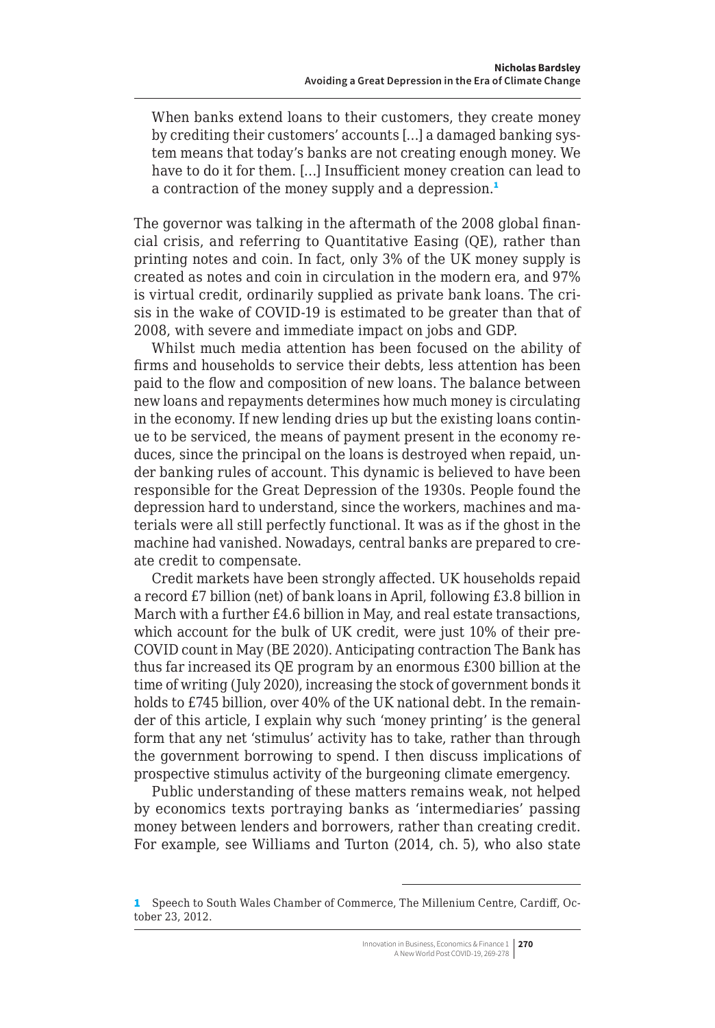> When banks extend loans to their customers, they create money by crediting their customers' accounts […] a damaged banking system means that today's banks are not creating enough money. We have to do it for them. […] Insufficient money creation can lead to a contraction of the money supply and a depression.[1]

The governor was talking in the aftermath of the 2008 global financial crisis, and referring to Quantitative Easing (QE), rather than printing notes and coin. In fact, only 3% of the UK money supply is created as notes and coin in circulation in the modern era, and 97% is virtual credit, ordinarily supplied as private bank loans. The crisis in the wake of COVID-19 is estimated to be greater than that of 2008, with severe and immediate impact on jobs and GDP.

Whilst much media attention has been focused on the ability of firms and households to service their debts, less attention has been paid to the flow and composition of new loans. The balance between new loans and repayments determines how much money is circulating in the economy. If new lending dries up but the existing loans continue to be serviced, the means of payment present in the economy reduces, since the principal on the loans is destroyed when repaid, under banking rules of account. This dynamic is believed to have been responsible for the Great Depression of the 1930s. People found the depression hard to understand, since the workers, machines and materials were all still perfectly functional. It was as if the ghost in the machine had vanished. Nowadays, central banks are prepared to create credit to compensate.

Credit markets have been strongly affected. UK households repaid a record £7 billion (net) of bank loans in April, following £3.8 billion in March with a further £4.6 billion in May, and real estate transactions, which account for the bulk of UK credit, were just 10% of their pre-COVID count in May (BE 2020). Anticipating contraction The Bank has thus far increased its QE program by an enormous £300 billion at the time of writing (July 2020), increasing the stock of government bonds it holds to £745 billion, over 40% of the UK national debt. In the remainder of this article, I explain why such 'money printing' is the general form that any net 'stimulus' activity has to take, rather than through the government borrowing to spend. I then discuss implications of prospective stimulus activity of the burgeoning climate emergency.

Public understanding of these matters remains weak, not helped by economics texts portraying banks as 'intermediaries' passing money between lenders and borrowers, rather than creating credit. For example, see Williams and Turton (2014, ch. 5), who also state

---

[1] Speech to South Wales Chamber of Commerce, The Millenium Centre, Cardiff, October 23, 2012.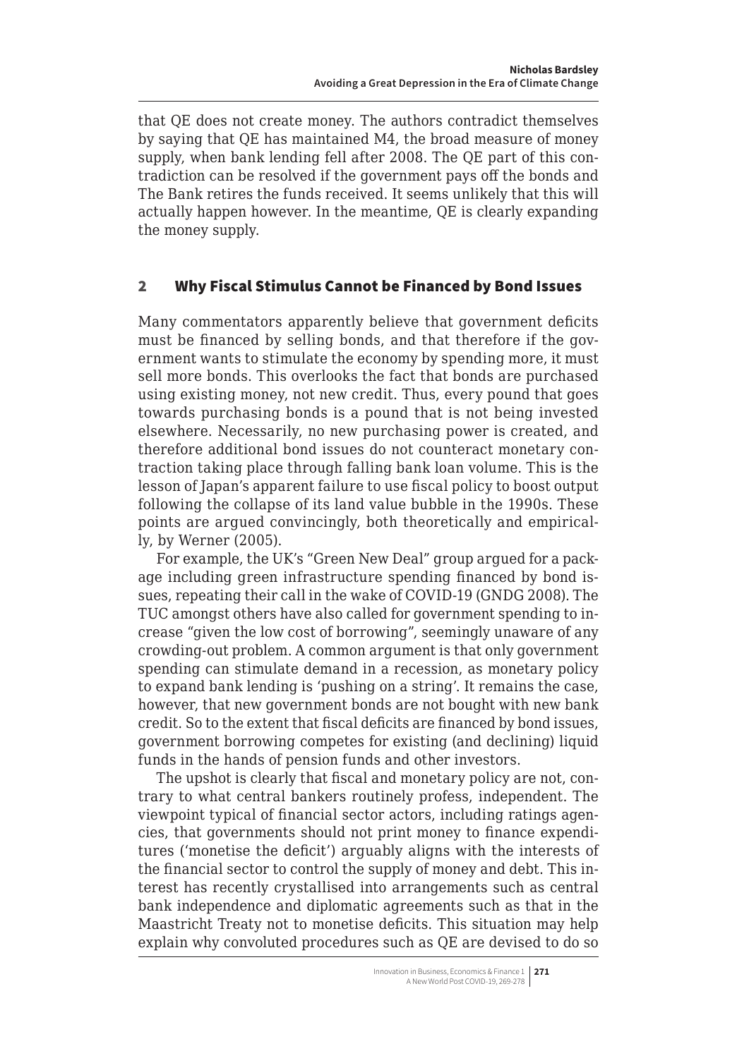that QE does not create money. The authors contradict themselves by saying that QE has maintained M4, the broad measure of money supply, when bank lending fell after 2008. The QE part of this contradiction can be resolved if the government pays off the bonds and The Bank retires the funds received. It seems unlikely that this will actually happen however. In the meantime, QE is clearly expanding the money supply.

## 2 Why Fiscal Stimulus Cannot be Financed by Bond Issues

Many commentators apparently believe that government deficits must be financed by selling bonds, and that therefore if the government wants to stimulate the economy by spending more, it must sell more bonds. This overlooks the fact that bonds are purchased using existing money, not new credit. Thus, every pound that goes towards purchasing bonds is a pound that is not being invested elsewhere. Necessarily, no new purchasing power is created, and therefore additional bond issues do not counteract monetary contraction taking place through falling bank loan volume. This is the lesson of Japan's apparent failure to use fiscal policy to boost output following the collapse of its land value bubble in the 1990s. These points are argued convincingly, both theoretically and empirically, by Werner (2005).

For example, the UK's "Green New Deal" group argued for a package including green infrastructure spending financed by bond issues, repeating their call in the wake of COVID-19 (GNDG 2008). The TUC amongst others have also called for government spending to increase "given the low cost of borrowing", seemingly unaware of any crowding-out problem. A common argument is that only government spending can stimulate demand in a recession, as monetary policy to expand bank lending is 'pushing on a string'. It remains the case, however, that new government bonds are not bought with new bank credit. So to the extent that fiscal deficits are financed by bond issues, government borrowing competes for existing (and declining) liquid funds in the hands of pension funds and other investors.

The upshot is clearly that fiscal and monetary policy are not, contrary to what central bankers routinely profess, independent. The viewpoint typical of financial sector actors, including ratings agencies, that governments should not print money to finance expenditures ('monetise the deficit') arguably aligns with the interests of the financial sector to control the supply of money and debt. This interest has recently crystallised into arrangements such as central bank independence and diplomatic agreements such as that in the Maastricht Treaty not to monetise deficits. This situation may help explain why convoluted procedures such as QE are devised to do so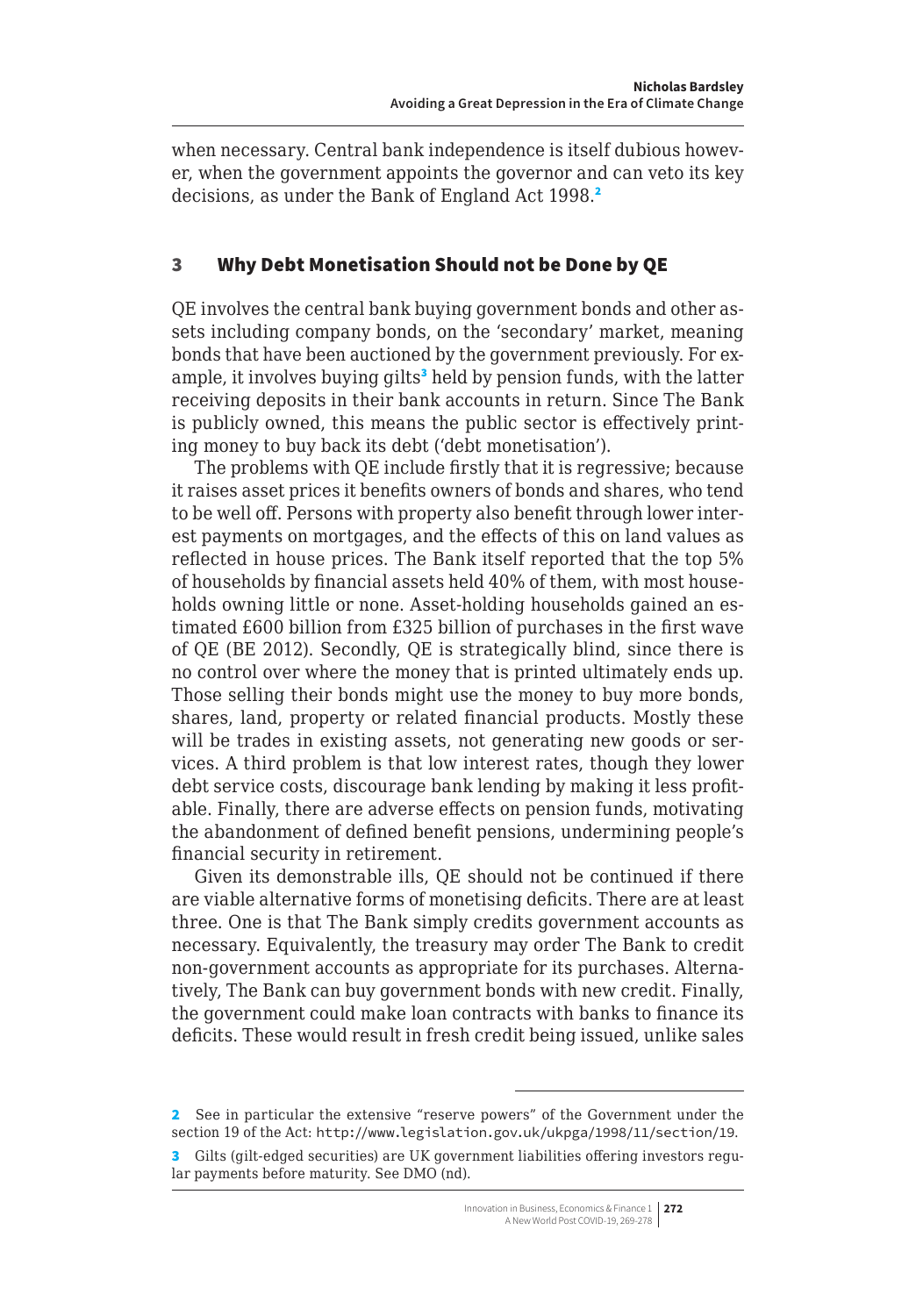when necessary. Central bank independence is itself dubious however, when the government appoints the governor and can veto its key decisions, as under the Bank of England Act 1998.[2]

## 3 Why Debt Monetisation Should not be Done by QE

QE involves the central bank buying government bonds and other assets including company bonds, on the 'secondary' market, meaning bonds that have been auctioned by the government previously. For example, it involves buying gilts[3] held by pension funds, with the latter receiving deposits in their bank accounts in return. Since The Bank is publicly owned, this means the public sector is effectively printing money to buy back its debt ('debt monetisation').

The problems with QE include firstly that it is regressive; because it raises asset prices it benefits owners of bonds and shares, who tend to be well off. Persons with property also benefit through lower interest payments on mortgages, and the effects of this on land values as reflected in house prices. The Bank itself reported that the top 5% of households by financial assets held 40% of them, with most households owning little or none. Asset-holding households gained an estimated £600 billion from £325 billion of purchases in the first wave of QE (BE 2012). Secondly, QE is strategically blind, since there is no control over where the money that is printed ultimately ends up. Those selling their bonds might use the money to buy more bonds, shares, land, property or related financial products. Mostly these will be trades in existing assets, not generating new goods or services. A third problem is that low interest rates, though they lower debt service costs, discourage bank lending by making it less profitable. Finally, there are adverse effects on pension funds, motivating the abandonment of defined benefit pensions, undermining people's financial security in retirement.

Given its demonstrable ills, QE should not be continued if there are viable alternative forms of monetising deficits. There are at least three. One is that The Bank simply credits government accounts as necessary. Equivalently, the treasury may order The Bank to credit non-government accounts as appropriate for its purchases. Alternatively, The Bank can buy government bonds with new credit. Finally, the government could make loan contracts with banks to finance its deficits. These would result in fresh credit being issued, unlike sales

---

[2] See in particular the extensive "reserve powers" of the Government under the section 19 of the Act: http://www.legislation.gov.uk/ukpga/1998/11/section/19.

[3] Gilts (gilt-edged securities) are UK government liabilities offering investors regular payments before maturity. See DMO (nd).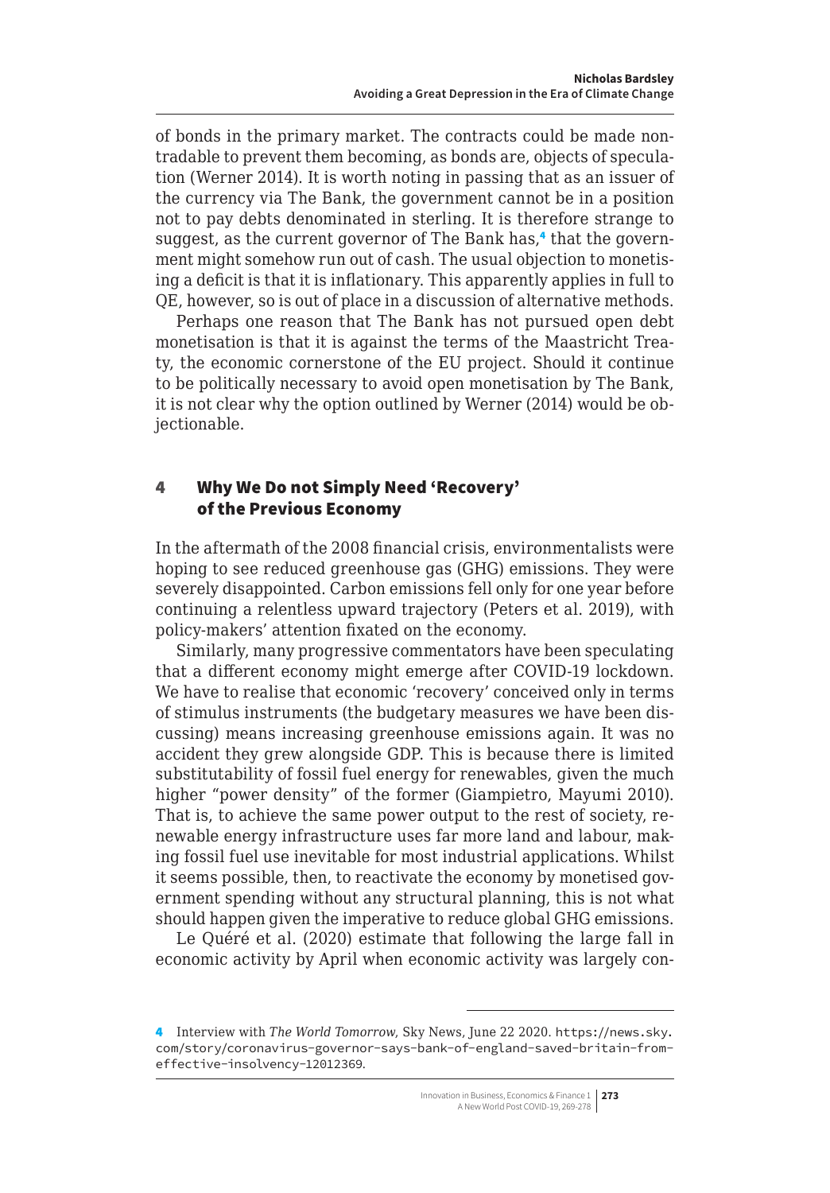of bonds in the primary market. The contracts could be made non-tradable to prevent them becoming, as bonds are, objects of speculation (Werner 2014). It is worth noting in passing that as an issuer of the currency via The Bank, the government cannot be in a position not to pay debts denominated in sterling. It is therefore strange to suggest, as the current governor of The Bank has,[4] that the government might somehow run out of cash. The usual objection to monetising a deficit is that it is inflationary. This apparently applies in full to QE, however, so is out of place in a discussion of alternative methods.

Perhaps one reason that The Bank has not pursued open debt monetisation is that it is against the terms of the Maastricht Treaty, the economic cornerstone of the EU project. Should it continue to be politically necessary to avoid open monetisation by The Bank, it is not clear why the option outlined by Werner (2014) would be objectionable.

## 4 Why We Do not Simply Need 'Recovery' of the Previous Economy

In the aftermath of the 2008 financial crisis, environmentalists were hoping to see reduced greenhouse gas (GHG) emissions. They were severely disappointed. Carbon emissions fell only for one year before continuing a relentless upward trajectory (Peters et al. 2019), with policy-makers' attention fixated on the economy.

Similarly, many progressive commentators have been speculating that a different economy might emerge after COVID-19 lockdown. We have to realise that economic 'recovery' conceived only in terms of stimulus instruments (the budgetary measures we have been discussing) means increasing greenhouse emissions again. It was no accident they grew alongside GDP. This is because there is limited substitutability of fossil fuel energy for renewables, given the much higher "power density" of the former (Giampietro, Mayumi 2010). That is, to achieve the same power output to the rest of society, renewable energy infrastructure uses far more land and labour, making fossil fuel use inevitable for most industrial applications. Whilst it seems possible, then, to reactivate the economy by monetised government spending without any structural planning, this is not what should happen given the imperative to reduce global GHG emissions.

Le Quéré et al. (2020) estimate that following the large fall in economic activity by April when economic activity was largely con-

[4] Interview with *The World Tomorrow*, Sky News, June 22 2020. https://news.sky.com/story/coronavirus-governor-says-bank-of-england-saved-britain-from-effective-insolvency-12012369.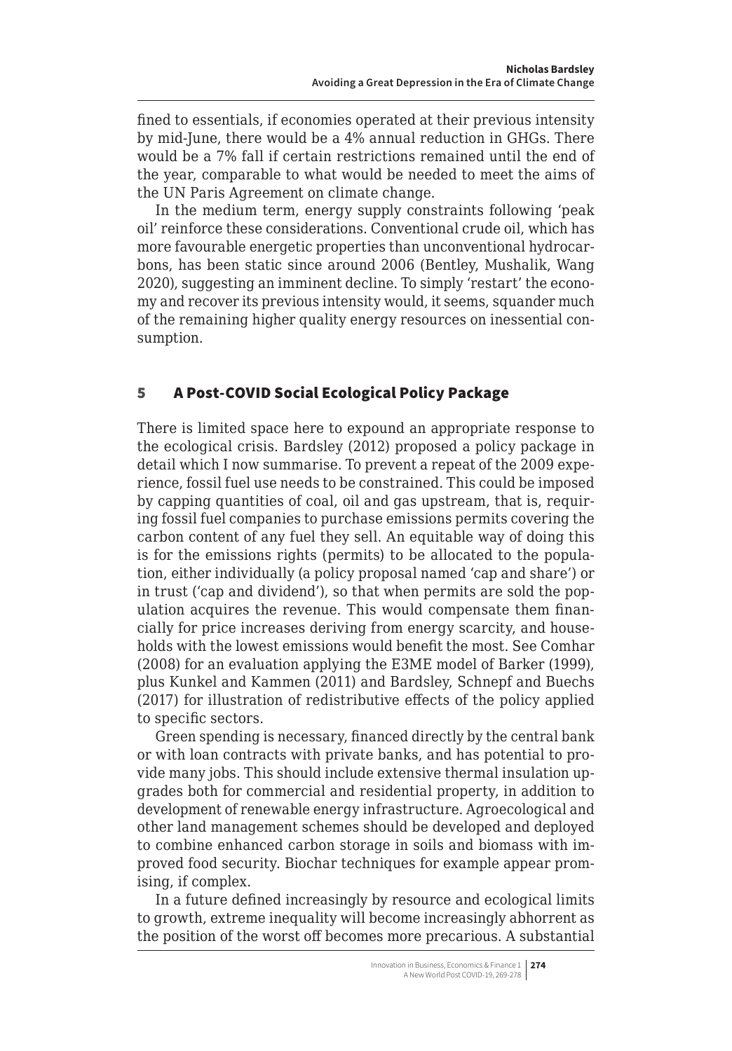fined to essentials, if economies operated at their previous intensity by mid-June, there would be a 4% annual reduction in GHGs. There would be a 7% fall if certain restrictions remained until the end of the year, comparable to what would be needed to meet the aims of the UN Paris Agreement on climate change.

In the medium term, energy supply constraints following 'peak oil' reinforce these considerations. Conventional crude oil, which has more favourable energetic properties than unconventional hydrocarbons, has been static since around 2006 (Bentley, Mushalik, Wang 2020), suggesting an imminent decline. To simply 'restart' the economy and recover its previous intensity would, it seems, squander much of the remaining higher quality energy resources on inessential consumption.

## 5 A Post-COVID Social Ecological Policy Package

There is limited space here to expound an appropriate response to the ecological crisis. Bardsley (2012) proposed a policy package in detail which I now summarise. To prevent a repeat of the 2009 experience, fossil fuel use needs to be constrained. This could be imposed by capping quantities of coal, oil and gas upstream, that is, requiring fossil fuel companies to purchase emissions permits covering the carbon content of any fuel they sell. An equitable way of doing this is for the emissions rights (permits) to be allocated to the population, either individually (a policy proposal named 'cap and share') or in trust ('cap and dividend'), so that when permits are sold the population acquires the revenue. This would compensate them financially for price increases deriving from energy scarcity, and households with the lowest emissions would benefit the most. See Comhar (2008) for an evaluation applying the E3ME model of Barker (1999), plus Kunkel and Kammen (2011) and Bardsley, Schnepf and Buechs (2017) for illustration of redistributive effects of the policy applied to specific sectors.

Green spending is necessary, financed directly by the central bank or with loan contracts with private banks, and has potential to provide many jobs. This should include extensive thermal insulation upgrades both for commercial and residential property, in addition to development of renewable energy infrastructure. Agroecological and other land management schemes should be developed and deployed to combine enhanced carbon storage in soils and biomass with improved food security. Biochar techniques for example appear promising, if complex.

In a future defined increasingly by resource and ecological limits to growth, extreme inequality will become increasingly abhorrent as the position of the worst off becomes more precarious. A substantial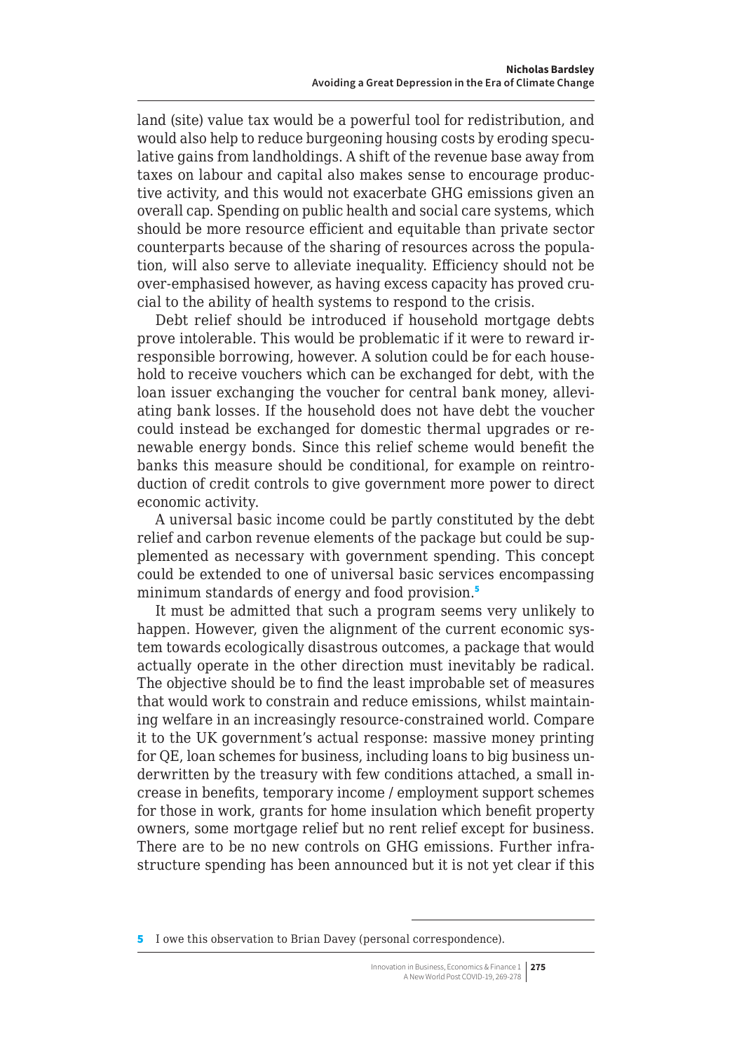land (site) value tax would be a powerful tool for redistribution, and would also help to reduce burgeoning housing costs by eroding speculative gains from landholdings. A shift of the revenue base away from taxes on labour and capital also makes sense to encourage productive activity, and this would not exacerbate GHG emissions given an overall cap. Spending on public health and social care systems, which should be more resource efficient and equitable than private sector counterparts because of the sharing of resources across the population, will also serve to alleviate inequality. Efficiency should not be over-emphasised however, as having excess capacity has proved crucial to the ability of health systems to respond to the crisis.

Debt relief should be introduced if household mortgage debts prove intolerable. This would be problematic if it were to reward irresponsible borrowing, however. A solution could be for each household to receive vouchers which can be exchanged for debt, with the loan issuer exchanging the voucher for central bank money, alleviating bank losses. If the household does not have debt the voucher could instead be exchanged for domestic thermal upgrades or renewable energy bonds. Since this relief scheme would benefit the banks this measure should be conditional, for example on reintroduction of credit controls to give government more power to direct economic activity.

A universal basic income could be partly constituted by the debt relief and carbon revenue elements of the package but could be supplemented as necessary with government spending. This concept could be extended to one of universal basic services encompassing minimum standards of energy and food provision.[5]

It must be admitted that such a program seems very unlikely to happen. However, given the alignment of the current economic system towards ecologically disastrous outcomes, a package that would actually operate in the other direction must inevitably be radical. The objective should be to find the least improbable set of measures that would work to constrain and reduce emissions, whilst maintaining welfare in an increasingly resource-constrained world. Compare it to the UK government's actual response: massive money printing for QE, loan schemes for business, including loans to big business underwritten by the treasury with few conditions attached, a small increase in benefits, temporary income / employment support schemes for those in work, grants for home insulation which benefit property owners, some mortgage relief but no rent relief except for business. There are to be no new controls on GHG emissions. Further infrastructure spending has been announced but it is not yet clear if this

---

[5] I owe this observation to Brian Davey (personal correspondence).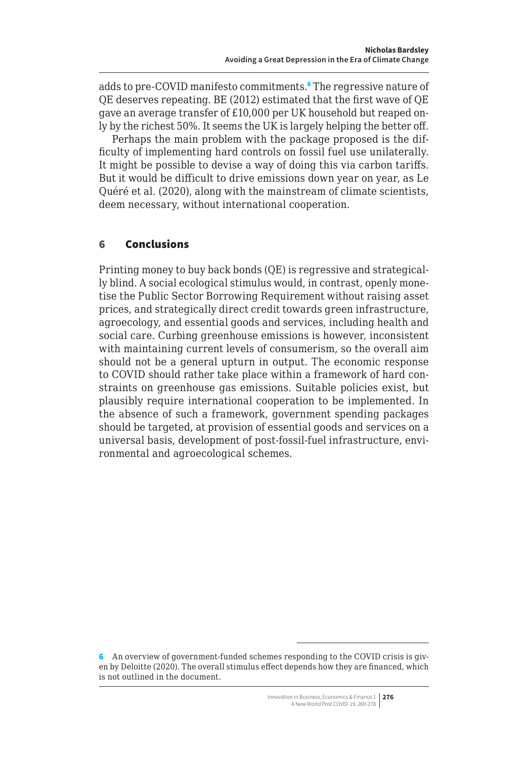adds to pre-COVID manifesto commitments.[6] The regressive nature of QE deserves repeating. BE (2012) estimated that the first wave of QE gave an average transfer of £10,000 per UK household but reaped only by the richest 50%. It seems the UK is largely helping the better off.

Perhaps the main problem with the package proposed is the difficulty of implementing hard controls on fossil fuel use unilaterally. It might be possible to devise a way of doing this via carbon tariffs. But it would be difficult to drive emissions down year on year, as Le Quéré et al. (2020), along with the mainstream of climate scientists, deem necessary, without international cooperation.

## 6 Conclusions

Printing money to buy back bonds (QE) is regressive and strategically blind. A social ecological stimulus would, in contrast, openly monetise the Public Sector Borrowing Requirement without raising asset prices, and strategically direct credit towards green infrastructure, agroecology, and essential goods and services, including health and social care. Curbing greenhouse emissions is however, inconsistent with maintaining current levels of consumerism, so the overall aim should not be a general upturn in output. The economic response to COVID should rather take place within a framework of hard constraints on greenhouse gas emissions. Suitable policies exist, but plausibly require international cooperation to be implemented. In the absence of such a framework, government spending packages should be targeted, at provision of essential goods and services on a universal basis, development of post-fossil-fuel infrastructure, environmental and agroecological schemes.

---

[6] An overview of government-funded schemes responding to the COVID crisis is given by Deloitte (2020). The overall stimulus effect depends how they are financed, which is not outlined in the document.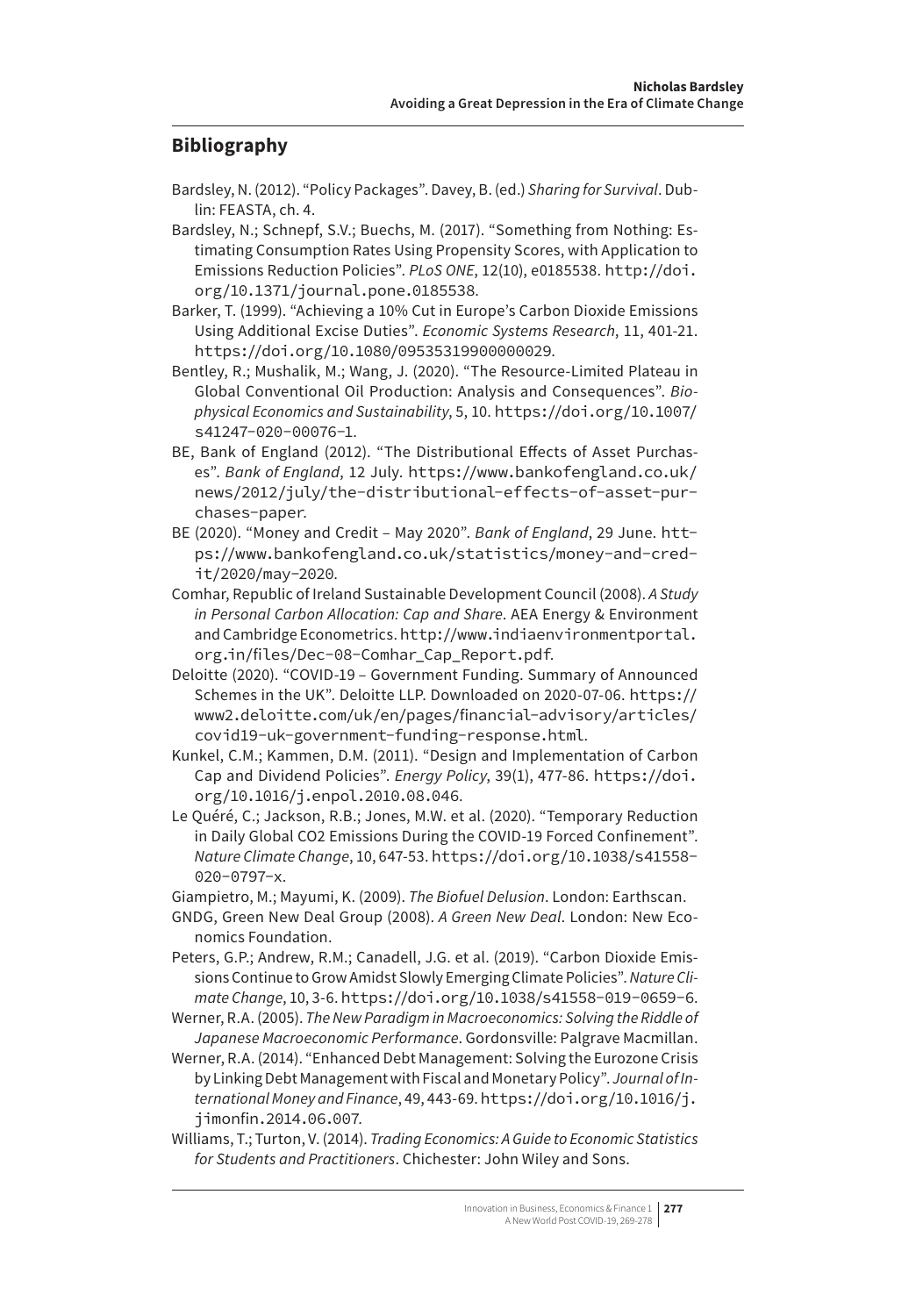## Bibliography

Bardsley, N. (2012). "Policy Packages". Davey, B. (ed.) *Sharing for Survival*. Dublin: FEASTA, ch. 4.

Bardsley, N.; Schnepf, S.V.; Buechs, M. (2017). "Something from Nothing: Estimating Consumption Rates Using Propensity Scores, with Application to Emissions Reduction Policies". *PLoS ONE*, 12(10), e0185538. http://doi.org/10.1371/journal.pone.0185538.

Barker, T. (1999). "Achieving a 10% Cut in Europe's Carbon Dioxide Emissions Using Additional Excise Duties". *Economic Systems Research*, 11, 401-21. https://doi.org/10.1080/09535319900000029.

Bentley, R.; Mushalik, M.; Wang, J. (2020). "The Resource-Limited Plateau in Global Conventional Oil Production: Analysis and Consequences". *Biophysical Economics and Sustainability*, 5, 10. https://doi.org/10.1007/s41247-020-00076-1.

BE, Bank of England (2012). "The Distributional Effects of Asset Purchases". *Bank of England*, 12 July. https://www.bankofengland.co.uk/news/2012/july/the-distributional-effects-of-asset-purchases-paper.

BE (2020). "Money and Credit – May 2020". *Bank of England*, 29 June. https://www.bankofengland.co.uk/statistics/money-and-credit/2020/may-2020.

Comhar, Republic of Ireland Sustainable Development Council (2008). *A Study in Personal Carbon Allocation: Cap and Share*. AEA Energy & Environment and Cambridge Econometrics. http://www.indiaenvironmentportal.org.in/files/Dec-08-Comhar_Cap_Report.pdf.

Deloitte (2020). "COVID-19 – Government Funding. Summary of Announced Schemes in the UK". Deloitte LLP. Downloaded on 2020-07-06. https://www2.deloitte.com/uk/en/pages/financial-advisory/articles/covid19-uk-government-funding-response.html.

Kunkel, C.M.; Kammen, D.M. (2011). "Design and Implementation of Carbon Cap and Dividend Policies". *Energy Policy*, 39(1), 477-86. https://doi.org/10.1016/j.enpol.2010.08.046.

Le Quéré, C.; Jackson, R.B.; Jones, M.W. et al. (2020). "Temporary Reduction in Daily Global CO2 Emissions During the COVID-19 Forced Confinement". *Nature Climate Change*, 10, 647-53. https://doi.org/10.1038/s41558-020-0797-x.

Giampietro, M.; Mayumi, K. (2009). *The Biofuel Delusion*. London: Earthscan.

GNDG, Green New Deal Group (2008). *A Green New Deal*. London: New Economics Foundation.

Peters, G.P.; Andrew, R.M.; Canadell, J.G. et al. (2019). "Carbon Dioxide Emissions Continue to Grow Amidst Slowly Emerging Climate Policies". *Nature Climate Change*, 10, 3-6. https://doi.org/10.1038/s41558-019-0659-6.

Werner, R.A. (2005). *The New Paradigm in Macroeconomics: Solving the Riddle of Japanese Macroeconomic Performance*. Gordonsville: Palgrave Macmillan.

Werner, R.A. (2014). "Enhanced Debt Management: Solving the Eurozone Crisis by Linking Debt Management with Fiscal and Monetary Policy". *Journal of International Money and Finance*, 49, 443-69. https://doi.org/10.1016/j.jimonfin.2014.06.007.

Williams, T.; Turton, V. (2014). *Trading Economics: A Guide to Economic Statistics for Students and Practitioners*. Chichester: John Wiley and Sons.